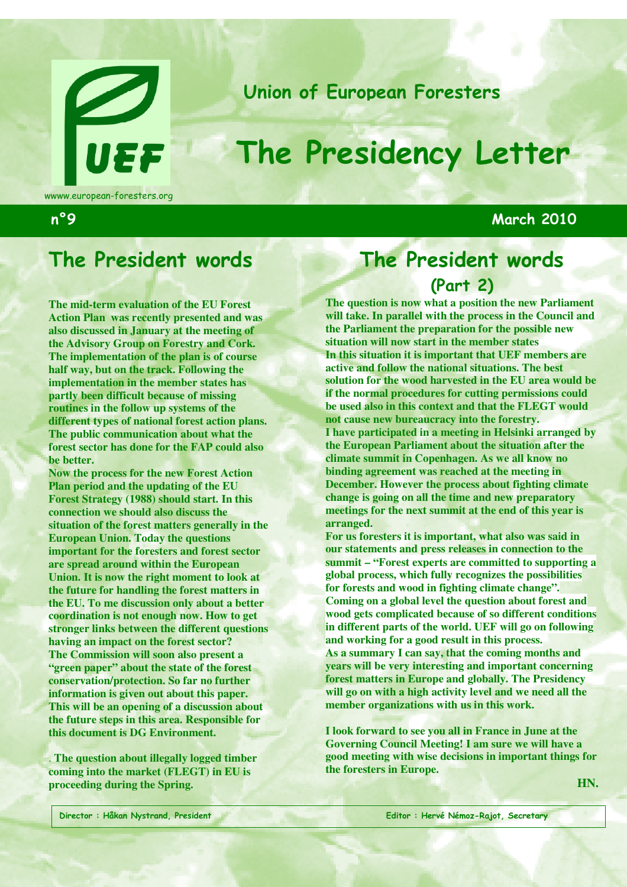Union of European Foresters

# The Presidency Letter

wwww.european-foresters.org

**n°9** **March 2010**

## The President words

**The mid-term evaluation of the EU Forest Action Plan was recently presented and was also discussed in January at the meeting of the Advisory Group on Forestry and Cork. The implementation of the plan is of course half way, but on the track. Following the implementation in the member states has partly been difficult because of missing routines in the follow up systems of the different types of national forest action plans. The public communication about what the forest sector has done for the FAP could also be better.**

**Now the process for the new Forest Action Plan period and the updating of the EU Forest Strategy (1988) should start. In this connection we should also discuss the situation of the forest matters generally in the European Union. Today the questions important for the foresters and forest sector are spread around within the European Union. It is now the right moment to look at the future for handling the forest matters in the EU. To me discussion only about a better coordination is not enough now. How to get stronger links between the different questions having an impact on the forest sector?**

**The Commission will soon also present a "green paper" about the state of the forest conservation/protection. So far no further information is given out about this paper. This will be an opening of a discussion about the future steps in this area. Responsible for this document is DG Environment.**

**. The question about illegally logged timber coming into the market (FLEGT) in EU is proceeding during the Spring.**

## The President words (Part 2)

**The question is now what a position the new Parliament will take. In parallel with the process in the Council and the Parliament the preparation for the possible new situation will now start in the member states**

**In this situation it is important that UEF members are active and follow the national situations. The best solution for the wood harvested in the EU area would be if the normal procedures for cutting permissions could be used also in this context and that the FLEGT would not cause new bureaucracy into the forestry.**

**I have participated in a meeting in Helsinki arranged by the European Parliament about the situation after the climate summit in Copenhagen. As we all know no binding agreement was reached at the meeting in December. However the process about fighting climate change is going on all the time and new preparatory meetings for the next summit at the end of this year is arranged.**

**For us foresters it is important, what also was said in our statements and press releases in connection to the summit – "Forest experts are committed to supporting a global process, which fully recognizes the possibilities for forests and wood in fighting climate change".**

**Coming on a global level the question about forest and wood gets complicated because of so different conditions in different parts of the world. UEF will go on following and working for a good result in this process.**

**As a summary I can say, that the coming months and years will be very interesting and important concerning forest matters in Europe and globally. The Presidency will go on with a high activity level and we need all the member organizations with us in this work.**

**I look forward to see you all in France in June at the Governing Council Meeting! I am sure we will have a good meeting with wise decisions in important things for the foresters in Europe.**

**HN.**

**Director : Håkan Nystrand, President** **Editor : Hervé Némoz-Rajot, Secretary**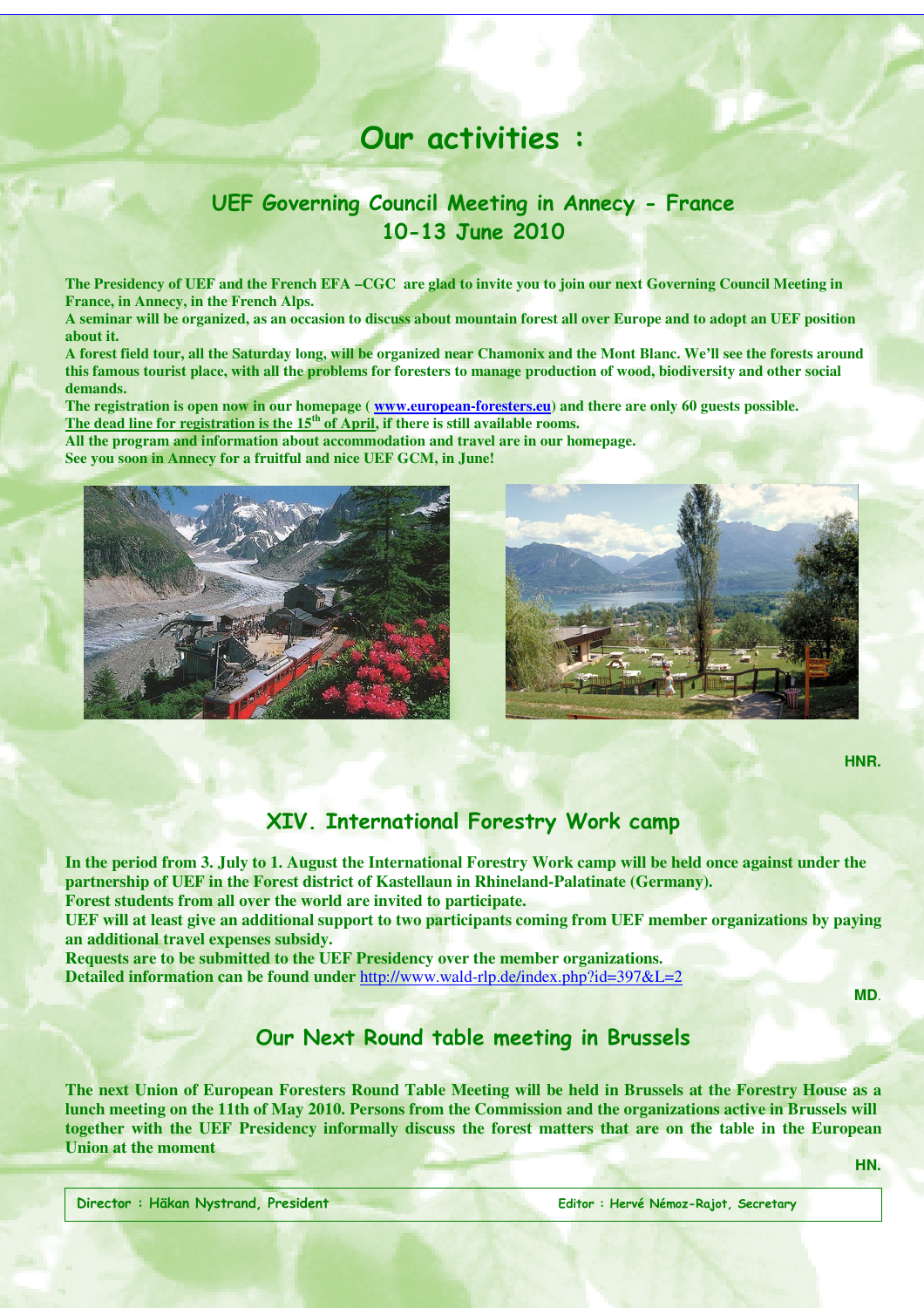# Our activities :

## UEF Governing Council Meeting in Annecy - France
## 10-13 June 2010

**The Presidency of UEF and the French EFA –CGC are glad to invite you to join our next Governing Council Meeting in France, in Annecy, in the French Alps.**
**A seminar will be organized, as an occasion to discuss about mountain forest all over Europe and to adopt an UEF position about it.**
**A forest field tour, all the Saturday long, will be organized near Chamonix and the Mont Blanc. We'll see the forests around this famous tourist place, with all the problems for foresters to manage production of wood, biodiversity and other social demands.**
**The registration is open now in our homepage ( www.european-foresters.eu) and there are only 60 guests possible.**
**The dead line for registration is the 15th of April, if there is still available rooms.**
**All the program and information about accommodation and travel are in our homepage.**
**See you soon in Annecy for a fruitful and nice UEF GCM, in June!**

**HNR.**

## XIV. International Forestry Work camp

**In the period from 3. July to 1. August the International Forestry Work camp will be held once against under the partnership of UEF in the Forest district of Kastellaun in Rhineland-Palatinate (Germany).**
**Forest students from all over the world are invited to participate.**
**UEF will at least give an additional support to two participants coming from UEF member organizations by paying an additional travel expenses subsidy.**
**Requests are to be submitted to the UEF Presidency over the member organizations.**
**Detailed information can be found under http://www.wald-rlp.de/index.php?id=397&L=2**

**MD.**

## Our Next Round table meeting in Brussels

**The next Union of European Foresters Round Table Meeting will be held in Brussels at the Forestry House as a lunch meeting on the 11th of May 2010. Persons from the Commission and the organizations active in Brussels will together with the UEF Presidency informally discuss the forest matters that are on the table in the European Union at the moment**

**HN.**

**Director : Häkan Nystrand, President** — **Editor : Hervé Némoz-Rajot, Secretary**